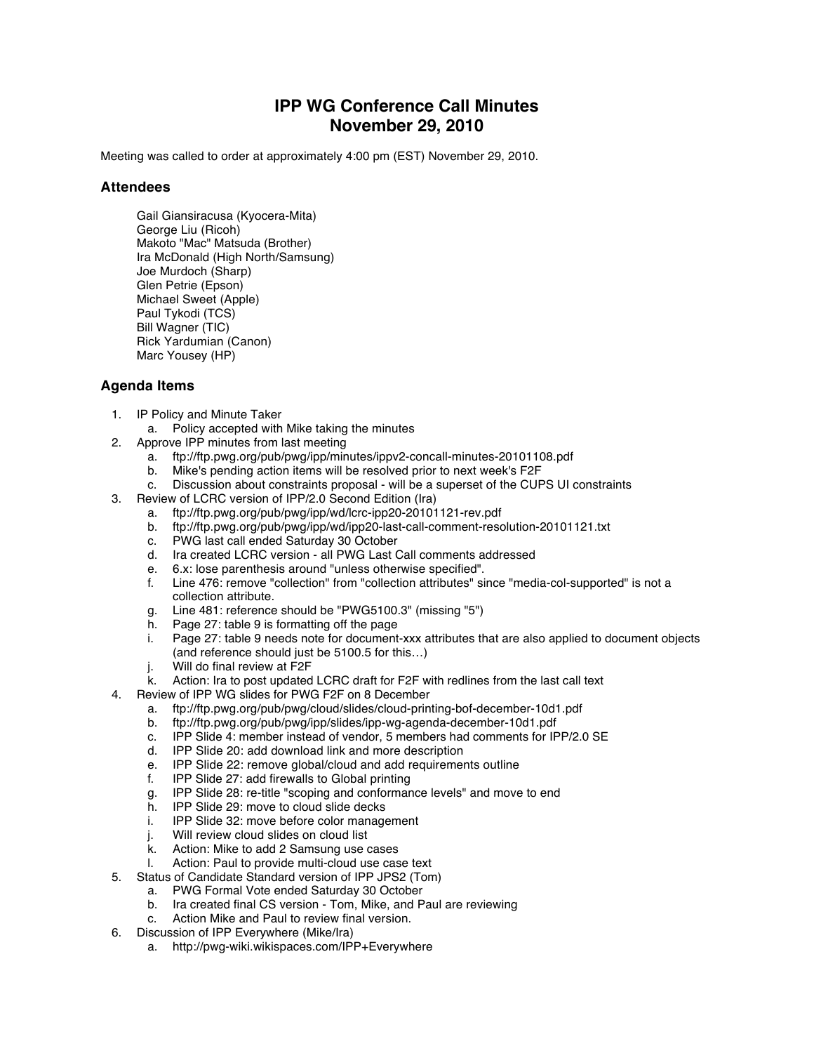# IPP WG Conference Call Minutes
# November 29, 2010

Meeting was called to order at approximately 4:00 pm (EST) November 29, 2010.

## Attendees

Gail Giansiracusa (Kyocera-Mita)
George Liu (Ricoh)
Makoto "Mac" Matsuda (Brother)
Ira McDonald (High North/Samsung)
Joe Murdoch (Sharp)
Glen Petrie (Epson)
Michael Sweet (Apple)
Paul Tykodi (TCS)
Bill Wagner (TIC)
Rick Yardumian (Canon)
Marc Yousey (HP)

## Agenda Items

1. IP Policy and Minute Taker
   a. Policy accepted with Mike taking the minutes
2. Approve IPP minutes from last meeting
   a. ftp://ftp.pwg.org/pub/pwg/ipp/minutes/ippv2-concall-minutes-20101108.pdf
   b. Mike's pending action items will be resolved prior to next week's F2F
   c. Discussion about constraints proposal - will be a superset of the CUPS UI constraints
3. Review of LCRC version of IPP/2.0 Second Edition (Ira)
   a. ftp://ftp.pwg.org/pub/pwg/ipp/wd/lcrc-ipp20-20101121-rev.pdf
   b. ftp://ftp.pwg.org/pub/pwg/ipp/wd/ipp20-last-call-comment-resolution-20101121.txt
   c. PWG last call ended Saturday 30 October
   d. Ira created LCRC version - all PWG Last Call comments addressed
   e. 6.x: lose parenthesis around "unless otherwise specified".
   f. Line 476: remove "collection" from "collection attributes" since "media-col-supported" is not a collection attribute.
   g. Line 481: reference should be "PWG5100.3" (missing "5")
   h. Page 27: table 9 is formatting off the page
   i. Page 27: table 9 needs note for document-xxx attributes that are also applied to document objects (and reference should just be 5100.5 for this…)
   j. Will do final review at F2F
   k. Action: Ira to post updated LCRC draft for F2F with redlines from the last call text
4. Review of IPP WG slides for PWG F2F on 8 December
   a. ftp://ftp.pwg.org/pub/pwg/cloud/slides/cloud-printing-bof-december-10d1.pdf
   b. ftp://ftp.pwg.org/pub/pwg/ipp/slides/ipp-wg-agenda-december-10d1.pdf
   c. IPP Slide 4: member instead of vendor, 5 members had comments for IPP/2.0 SE
   d. IPP Slide 20: add download link and more description
   e. IPP Slide 22: remove global/cloud and add requirements outline
   f. IPP Slide 27: add firewalls to Global printing
   g. IPP Slide 28: re-title "scoping and conformance levels" and move to end
   h. IPP Slide 29: move to cloud slide decks
   i. IPP Slide 32: move before color management
   j. Will review cloud slides on cloud list
   k. Action: Mike to add 2 Samsung use cases
   l. Action: Paul to provide multi-cloud use case text
5. Status of Candidate Standard version of IPP JPS2 (Tom)
   a. PWG Formal Vote ended Saturday 30 October
   b. Ira created final CS version - Tom, Mike, and Paul are reviewing
   c. Action Mike and Paul to review final version.
6. Discussion of IPP Everywhere (Mike/Ira)
   a. http://pwg-wiki.wikispaces.com/IPP+Everywhere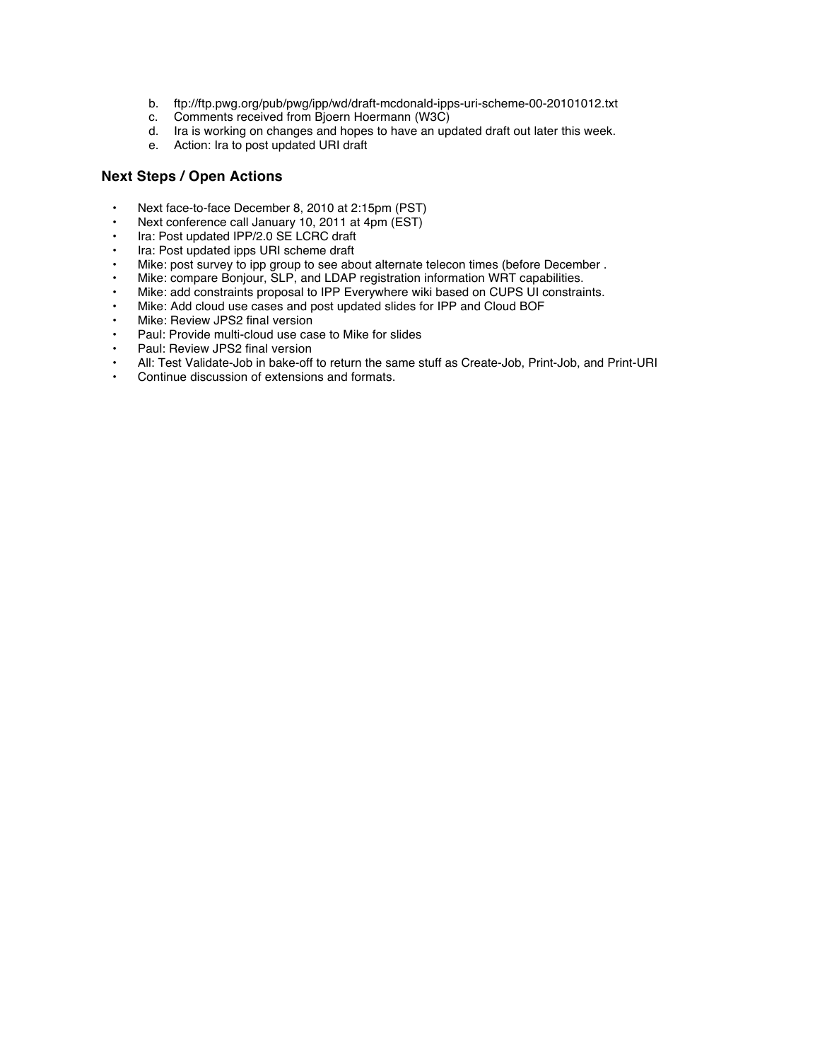b. ftp://ftp.pwg.org/pub/pwg/ipp/wd/draft-mcdonald-ipps-uri-scheme-00-20101012.txt
c. Comments received from Bjoern Hoermann (W3C)
d. Ira is working on changes and hopes to have an updated draft out later this week.
e. Action: Ira to post updated URI draft

### Next Steps / Open Actions

- Next face-to-face December 8, 2010 at 2:15pm (PST)
- Next conference call January 10, 2011 at 4pm (EST)
- Ira: Post updated IPP/2.0 SE LCRC draft
- Ira: Post updated ipps URI scheme draft
- Mike: post survey to ipp group to see about alternate telecon times (before December .
- Mike: compare Bonjour, SLP, and LDAP registration information WRT capabilities.
- Mike: add constraints proposal to IPP Everywhere wiki based on CUPS UI constraints.
- Mike: Add cloud use cases and post updated slides for IPP and Cloud BOF
- Mike: Review JPS2 final version
- Paul: Provide multi-cloud use case to Mike for slides
- Paul: Review JPS2 final version
- All: Test Validate-Job in bake-off to return the same stuff as Create-Job, Print-Job, and Print-URI
- Continue discussion of extensions and formats.